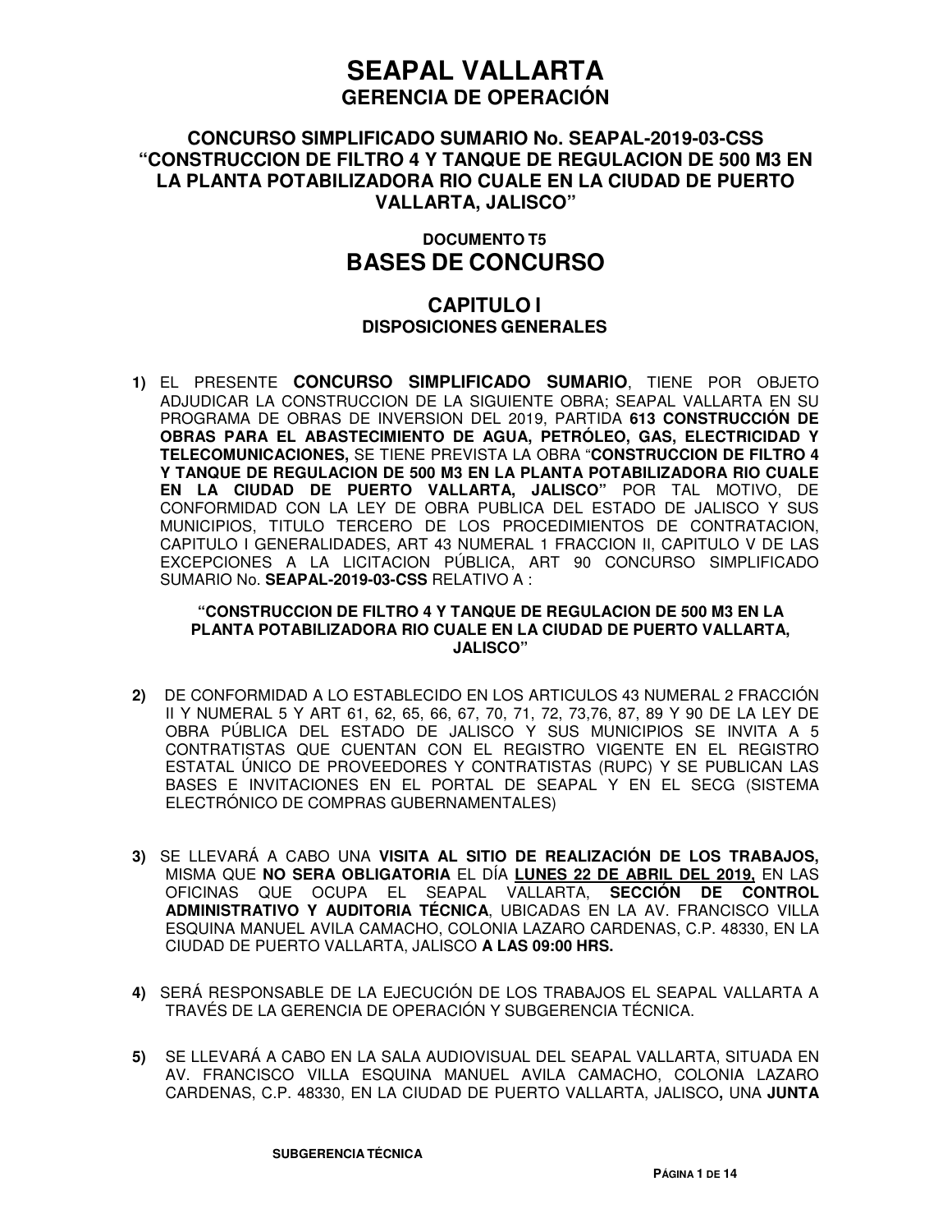# SEAPAL VALLARTA
## GERENCIA DE OPERACIÓN

### CONCURSO SIMPLIFICADO SUMARIO No. SEAPAL-2019-03-CSS "CONSTRUCCION DE FILTRO 4 Y TANQUE DE REGULACION DE 500 M3 EN LA PLANTA POTABILIZADORA RIO CUALE EN LA CIUDAD DE PUERTO VALLARTA, JALISCO"

#### DOCUMENTO T5
## BASES DE CONCURSO

## CAPITULO I
### DISPOSICIONES GENERALES

**1)** EL PRESENTE **CONCURSO SIMPLIFICADO SUMARIO**, TIENE POR OBJETO ADJUDICAR LA CONSTRUCCION DE LA SIGUIENTE OBRA; SEAPAL VALLARTA EN SU PROGRAMA DE OBRAS DE INVERSION DEL 2019, PARTIDA **613 CONSTRUCCIÓN DE OBRAS PARA EL ABASTECIMIENTO DE AGUA, PETRÓLEO, GAS, ELECTRICIDAD Y TELECOMUNICACIONES,** SE TIENE PREVISTA LA OBRA "**CONSTRUCCION DE FILTRO 4 Y TANQUE DE REGULACION DE 500 M3 EN LA PLANTA POTABILIZADORA RIO CUALE EN LA CIUDAD DE PUERTO VALLARTA, JALISCO"** POR TAL MOTIVO, DE CONFORMIDAD CON LA LEY DE OBRA PUBLICA DEL ESTADO DE JALISCO Y SUS MUNICIPIOS, TITULO TERCERO DE LOS PROCEDIMIENTOS DE CONTRATACION, CAPITULO I GENERALIDADES, ART 43 NUMERAL 1 FRACCION II, CAPITULO V DE LAS EXCEPCIONES A LA LICITACION PÚBLICA, ART 90 CONCURSO SIMPLIFICADO SUMARIO No. **SEAPAL-2019-03-CSS** RELATIVO A :

**"CONSTRUCCION DE FILTRO 4 Y TANQUE DE REGULACION DE 500 M3 EN LA PLANTA POTABILIZADORA RIO CUALE EN LA CIUDAD DE PUERTO VALLARTA, JALISCO"**

**2)** DE CONFORMIDAD A LO ESTABLECIDO EN LOS ARTICULOS 43 NUMERAL 2 FRACCIÓN II Y NUMERAL 5 Y ART 61, 62, 65, 66, 67, 70, 71, 72, 73,76, 87, 89 Y 90 DE LA LEY DE OBRA PÚBLICA DEL ESTADO DE JALISCO Y SUS MUNICIPIOS SE INVITA A 5 CONTRATISTAS QUE CUENTAN CON EL REGISTRO VIGENTE EN EL REGISTRO ESTATAL ÚNICO DE PROVEEDORES Y CONTRATISTAS (RUPC) Y SE PUBLICAN LAS BASES E INVITACIONES EN EL PORTAL DE SEAPAL Y EN EL SECG (SISTEMA ELECTRÓNICO DE COMPRAS GUBERNAMENTALES)

**3)** SE LLEVARÁ A CABO UNA **VISITA AL SITIO DE REALIZACIÓN DE LOS TRABAJOS,** MISMA QUE **NO SERA OBLIGATORIA** EL DÍA **LUNES 22 DE ABRIL DEL 2019,** EN LAS OFICINAS QUE OCUPA EL SEAPAL VALLARTA, **SECCIÓN DE CONTROL ADMINISTRATIVO Y AUDITORIA TÉCNICA**, UBICADAS EN LA AV. FRANCISCO VILLA ESQUINA MANUEL AVILA CAMACHO, COLONIA LAZARO CARDENAS, C.P. 48330, EN LA CIUDAD DE PUERTO VALLARTA, JALISCO **A LAS 09:00 HRS.**

**4)** SERÁ RESPONSABLE DE LA EJECUCIÓN DE LOS TRABAJOS EL SEAPAL VALLARTA A TRAVÉS DE LA GERENCIA DE OPERACIÓN Y SUBGERENCIA TÉCNICA.

**5)** SE LLEVARÁ A CABO EN LA SALA AUDIOVISUAL DEL SEAPAL VALLARTA, SITUADA EN AV. FRANCISCO VILLA ESQUINA MANUEL AVILA CAMACHO, COLONIA LAZARO CARDENAS, C.P. 48330, EN LA CIUDAD DE PUERTO VALLARTA, JALISCO**,** UNA **JUNTA**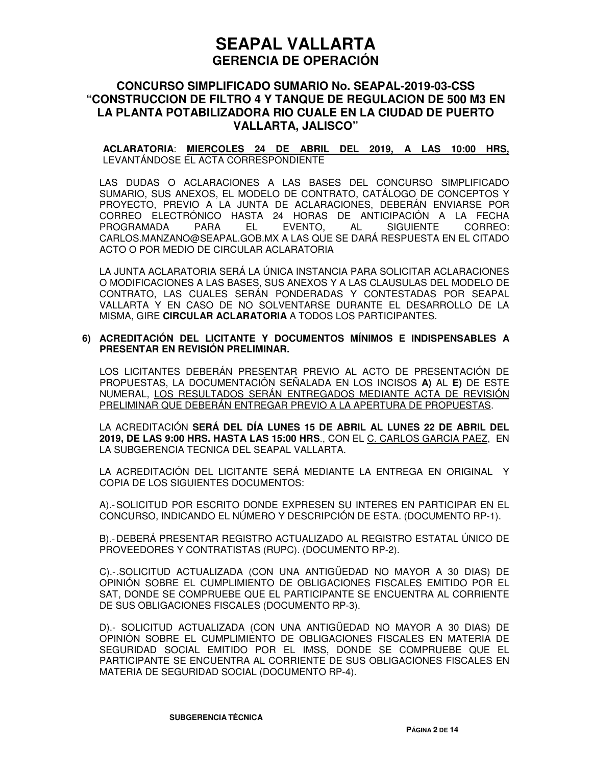# SEAPAL VALLARTA
## GERENCIA DE OPERACIÓN

### CONCURSO SIMPLIFICADO SUMARIO No. SEAPAL-2019-03-CSS "CONSTRUCCION DE FILTRO 4 Y TANQUE DE REGULACION DE 500 M3 EN LA PLANTA POTABILIZADORA RIO CUALE EN LA CIUDAD DE PUERTO VALLARTA, JALISCO"

**ACLARATORIA**: **MIERCOLES 24 DE ABRIL DEL 2019, A LAS 10:00 HRS,** LEVANTÁNDOSE EL ACTA CORRESPONDIENTE

LAS DUDAS O ACLARACIONES A LAS BASES DEL CONCURSO SIMPLIFICADO SUMARIO, SUS ANEXOS, EL MODELO DE CONTRATO, CATÁLOGO DE CONCEPTOS Y PROYECTO, PREVIO A LA JUNTA DE ACLARACIONES, DEBERÁN ENVIARSE POR CORREO ELECTRÓNICO HASTA 24 HORAS DE ANTICIPACIÓN A LA FECHA PROGRAMADA PARA EL EVENTO, AL SIGUIENTE CORREO: CARLOS.MANZANO@SEAPAL.GOB.MX A LAS QUE SE DARÁ RESPUESTA EN EL CITADO ACTO O POR MEDIO DE CIRCULAR ACLARATORIA

LA JUNTA ACLARATORIA SERÁ LA ÚNICA INSTANCIA PARA SOLICITAR ACLARACIONES O MODIFICACIONES A LAS BASES, SUS ANEXOS Y A LAS CLAUSULAS DEL MODELO DE CONTRATO, LAS CUALES SERÁN PONDERADAS Y CONTESTADAS POR SEAPAL VALLARTA Y EN CASO DE NO SOLVENTARSE DURANTE EL DESARROLLO DE LA MISMA, GIRE **CIRCULAR ACLARATORIA** A TODOS LOS PARTICIPANTES.

**6) ACREDITACIÓN DEL LICITANTE Y DOCUMENTOS MÍNIMOS E INDISPENSABLES A PRESENTAR EN REVISIÓN PRELIMINAR.**

LOS LICITANTES DEBERÁN PRESENTAR PREVIO AL ACTO DE PRESENTACIÓN DE PROPUESTAS, LA DOCUMENTACIÓN SEÑALADA EN LOS INCISOS **A)** AL **E)** DE ESTE NUMERAL, LOS RESULTADOS SERÁN ENTREGADOS MEDIANTE ACTA DE REVISIÓN PRELIMINAR QUE DEBERÁN ENTREGAR PREVIO A LA APERTURA DE PROPUESTAS.

LA ACREDITACIÓN **SERÁ DEL DÍA LUNES 15 DE ABRIL AL LUNES 22 DE ABRIL DEL 2019, DE LAS 9:00 HRS. HASTA LAS 15:00 HRS**., CON EL C. CARLOS GARCIA PAEZ, EN LA SUBGERENCIA TECNICA DEL SEAPAL VALLARTA.

LA ACREDITACIÓN DEL LICITANTE SERÁ MEDIANTE LA ENTREGA EN ORIGINAL Y COPIA DE LOS SIGUIENTES DOCUMENTOS:

A).- SOLICITUD POR ESCRITO DONDE EXPRESEN SU INTERES EN PARTICIPAR EN EL CONCURSO, INDICANDO EL NÚMERO Y DESCRIPCIÓN DE ESTA. (DOCUMENTO RP-1).

B).- DEBERÁ PRESENTAR REGISTRO ACTUALIZADO AL REGISTRO ESTATAL ÚNICO DE PROVEEDORES Y CONTRATISTAS (RUPC). (DOCUMENTO RP-2).

C).-.SOLICITUD ACTUALIZADA (CON UNA ANTIGÜEDAD NO MAYOR A 30 DIAS) DE OPINIÓN SOBRE EL CUMPLIMIENTO DE OBLIGACIONES FISCALES EMITIDO POR EL SAT, DONDE SE COMPRUEBE QUE EL PARTICIPANTE SE ENCUENTRA AL CORRIENTE DE SUS OBLIGACIONES FISCALES (DOCUMENTO RP-3).

D).- SOLICITUD ACTUALIZADA (CON UNA ANTIGÜEDAD NO MAYOR A 30 DIAS) DE OPINIÓN SOBRE EL CUMPLIMIENTO DE OBLIGACIONES FISCALES EN MATERIA DE SEGURIDAD SOCIAL EMITIDO POR EL IMSS, DONDE SE COMPRUEBE QUE EL PARTICIPANTE SE ENCUENTRA AL CORRIENTE DE SUS OBLIGACIONES FISCALES EN MATERIA DE SEGURIDAD SOCIAL (DOCUMENTO RP-4).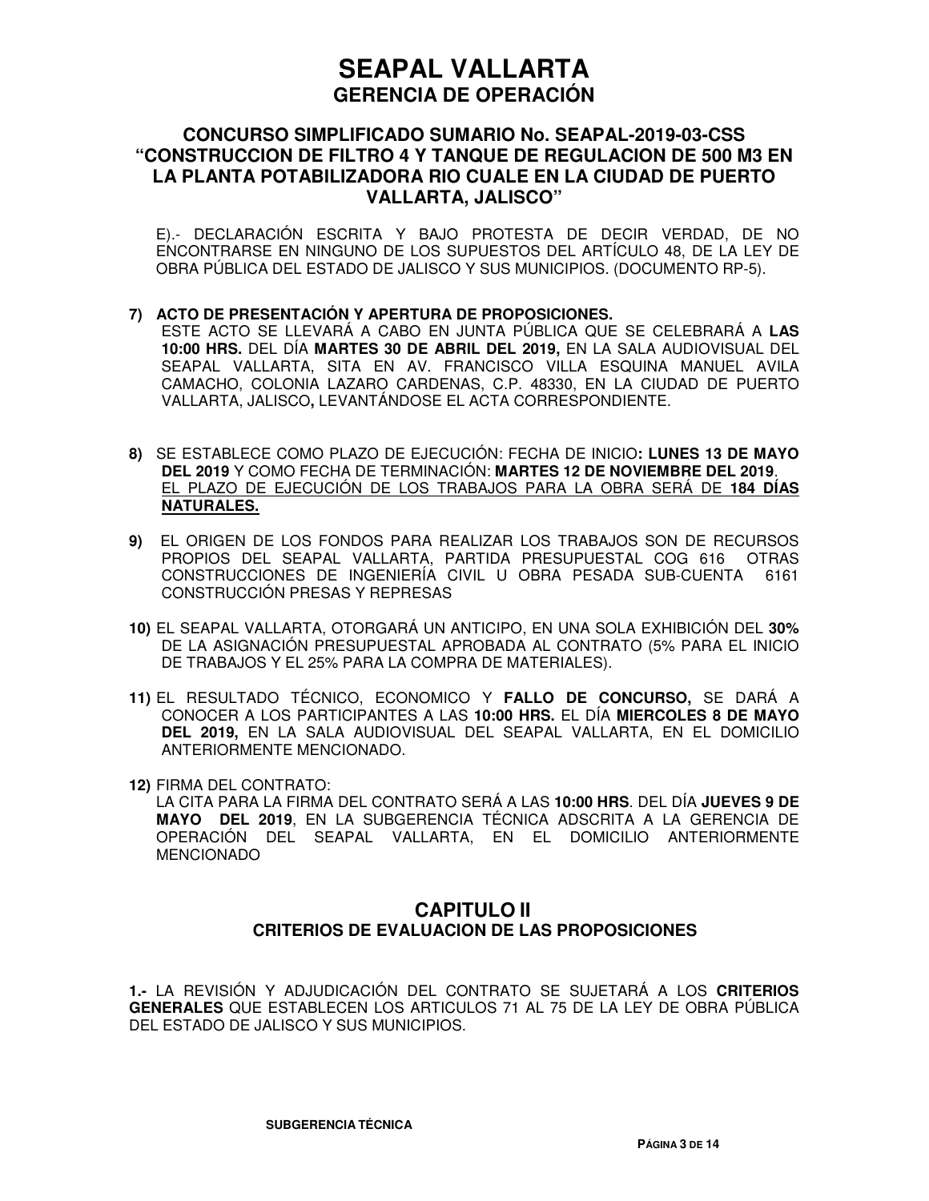# SEAPAL VALLARTA
## GERENCIA DE OPERACIÓN

### CONCURSO SIMPLIFICADO SUMARIO No. SEAPAL-2019-03-CSS "CONSTRUCCION DE FILTRO 4 Y TANQUE DE REGULACION DE 500 M3 EN LA PLANTA POTABILIZADORA RIO CUALE EN LA CIUDAD DE PUERTO VALLARTA, JALISCO"

E).- DECLARACIÓN ESCRITA Y BAJO PROTESTA DE DECIR VERDAD, DE NO ENCONTRARSE EN NINGUNO DE LOS SUPUESTOS DEL ARTÍCULO 48, DE LA LEY DE OBRA PÚBLICA DEL ESTADO DE JALISCO Y SUS MUNICIPIOS. (DOCUMENTO RP-5).

**7) ACTO DE PRESENTACIÓN Y APERTURA DE PROPOSICIONES.**
ESTE ACTO SE LLEVARÁ A CABO EN JUNTA PÚBLICA QUE SE CELEBRARÁ A **LAS 10:00 HRS.** DEL DÍA **MARTES 30 DE ABRIL DEL 2019,** EN LA SALA AUDIOVISUAL DEL SEAPAL VALLARTA, SITA EN AV. FRANCISCO VILLA ESQUINA MANUEL AVILA CAMACHO, COLONIA LAZARO CARDENAS, C.P. 48330, EN LA CIUDAD DE PUERTO VALLARTA, JALISCO**,** LEVANTÁNDOSE EL ACTA CORRESPONDIENTE.

**8)** SE ESTABLECE COMO PLAZO DE EJECUCIÓN: FECHA DE INICIO**: LUNES 13 DE MAYO DEL 2019** Y COMO FECHA DE TERMINACIÓN: **MARTES 12 DE NOVIEMBRE DEL 2019**.
EL PLAZO DE EJECUCIÓN DE LOS TRABAJOS PARA LA OBRA SERÁ DE **184 DÍAS NATURALES.**

**9)** EL ORIGEN DE LOS FONDOS PARA REALIZAR LOS TRABAJOS SON DE RECURSOS PROPIOS DEL SEAPAL VALLARTA, PARTIDA PRESUPUESTAL COG 616 OTRAS CONSTRUCCIONES DE INGENIERÍA CIVIL U OBRA PESADA SUB-CUENTA 6161 CONSTRUCCIÓN PRESAS Y REPRESAS

**10)** EL SEAPAL VALLARTA, OTORGARÁ UN ANTICIPO, EN UNA SOLA EXHIBICIÓN DEL **30%** DE LA ASIGNACIÓN PRESUPUESTAL APROBADA AL CONTRATO (5% PARA EL INICIO DE TRABAJOS Y EL 25% PARA LA COMPRA DE MATERIALES).

**11)** EL RESULTADO TÉCNICO, ECONOMICO Y **FALLO DE CONCURSO,** SE DARÁ A CONOCER A LOS PARTICIPANTES A LAS **10:00 HRS.** EL DÍA **MIERCOLES 8 DE MAYO DEL 2019,** EN LA SALA AUDIOVISUAL DEL SEAPAL VALLARTA, EN EL DOMICILIO ANTERIORMENTE MENCIONADO.

**12)** FIRMA DEL CONTRATO:
LA CITA PARA LA FIRMA DEL CONTRATO SERÁ A LAS **10:00 HRS**. DEL DÍA **JUEVES 9 DE MAYO DEL 2019**, EN LA SUBGERENCIA TÉCNICA ADSCRITA A LA GERENCIA DE OPERACIÓN DEL SEAPAL VALLARTA, EN EL DOMICILIO ANTERIORMENTE MENCIONADO

## CAPITULO II
### CRITERIOS DE EVALUACION DE LAS PROPOSICIONES

**1.-** LA REVISIÓN Y ADJUDICACIÓN DEL CONTRATO SE SUJETARÁ A LOS **CRITERIOS GENERALES** QUE ESTABLECEN LOS ARTICULOS 71 AL 75 DE LA LEY DE OBRA PÚBLICA DEL ESTADO DE JALISCO Y SUS MUNICIPIOS.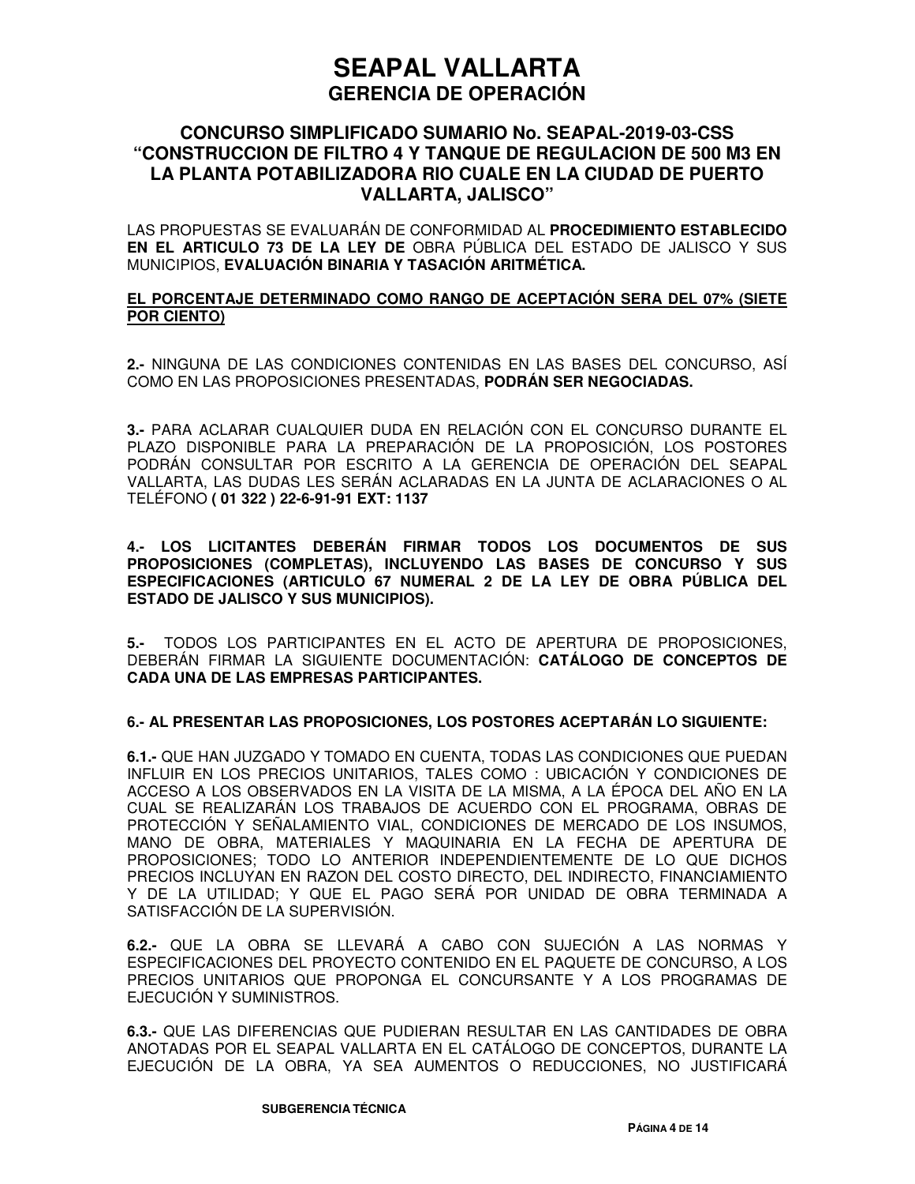# SEAPAL VALLARTA
## GERENCIA DE OPERACIÓN

### CONCURSO SIMPLIFICADO SUMARIO No. SEAPAL-2019-03-CSS "CONSTRUCCION DE FILTRO 4 Y TANQUE DE REGULACION DE 500 M3 EN LA PLANTA POTABILIZADORA RIO CUALE EN LA CIUDAD DE PUERTO VALLARTA, JALISCO"

LAS PROPUESTAS SE EVALUARÁN DE CONFORMIDAD AL **PROCEDIMIENTO ESTABLECIDO EN EL ARTICULO 73 DE LA LEY DE** OBRA PÚBLICA DEL ESTADO DE JALISCO Y SUS MUNICIPIOS, **EVALUACIÓN BINARIA Y TASACIÓN ARITMÉTICA.**

**<u>EL PORCENTAJE DETERMINADO COMO RANGO DE ACEPTACIÓN SERA DEL 07% (SIETE POR CIENTO)</u>**

**2.-** NINGUNA DE LAS CONDICIONES CONTENIDAS EN LAS BASES DEL CONCURSO, ASÍ COMO EN LAS PROPOSICIONES PRESENTADAS, **PODRÁN SER NEGOCIADAS.**

**3.-** PARA ACLARAR CUALQUIER DUDA EN RELACIÓN CON EL CONCURSO DURANTE EL PLAZO DISPONIBLE PARA LA PREPARACIÓN DE LA PROPOSICIÓN, LOS POSTORES PODRÁN CONSULTAR POR ESCRITO A LA GERENCIA DE OPERACIÓN DEL SEAPAL VALLARTA, LAS DUDAS LES SERÁN ACLARADAS EN LA JUNTA DE ACLARACIONES O AL TELÉFONO **( 01 322 ) 22-6-91-91 EXT: 1137**

**4.- LOS LICITANTES DEBERÁN FIRMAR TODOS LOS DOCUMENTOS DE SUS PROPOSICIONES (COMPLETAS), INCLUYENDO LAS BASES DE CONCURSO Y SUS ESPECIFICACIONES (ARTICULO 67 NUMERAL 2 DE LA LEY DE OBRA PÚBLICA DEL ESTADO DE JALISCO Y SUS MUNICIPIOS).**

**5.-** TODOS LOS PARTICIPANTES EN EL ACTO DE APERTURA DE PROPOSICIONES, DEBERÁN FIRMAR LA SIGUIENTE DOCUMENTACIÓN: **CATÁLOGO DE CONCEPTOS DE CADA UNA DE LAS EMPRESAS PARTICIPANTES.**

**6.- AL PRESENTAR LAS PROPOSICIONES, LOS POSTORES ACEPTARÁN LO SIGUIENTE:**

**6.1.-** QUE HAN JUZGADO Y TOMADO EN CUENTA, TODAS LAS CONDICIONES QUE PUEDAN INFLUIR EN LOS PRECIOS UNITARIOS, TALES COMO : UBICACIÓN Y CONDICIONES DE ACCESO A LOS OBSERVADOS EN LA VISITA DE LA MISMA, A LA ÉPOCA DEL AÑO EN LA CUAL SE REALIZARÁN LOS TRABAJOS DE ACUERDO CON EL PROGRAMA, OBRAS DE PROTECCIÓN Y SEÑALAMIENTO VIAL, CONDICIONES DE MERCADO DE LOS INSUMOS, MANO DE OBRA, MATERIALES Y MAQUINARIA EN LA FECHA DE APERTURA DE PROPOSICIONES; TODO LO ANTERIOR INDEPENDIENTEMENTE DE LO QUE DICHOS PRECIOS INCLUYAN EN RAZON DEL COSTO DIRECTO, DEL INDIRECTO, FINANCIAMIENTO Y DE LA UTILIDAD; Y QUE EL PAGO SERÁ POR UNIDAD DE OBRA TERMINADA A SATISFACCIÓN DE LA SUPERVISIÓN.

**6.2.-** QUE LA OBRA SE LLEVARÁ A CABO CON SUJECIÓN A LAS NORMAS Y ESPECIFICACIONES DEL PROYECTO CONTENIDO EN EL PAQUETE DE CONCURSO, A LOS PRECIOS UNITARIOS QUE PROPONGA EL CONCURSANTE Y A LOS PROGRAMAS DE EJECUCIÓN Y SUMINISTROS.

**6.3.-** QUE LAS DIFERENCIAS QUE PUDIERAN RESULTAR EN LAS CANTIDADES DE OBRA ANOTADAS POR EL SEAPAL VALLARTA EN EL CATÁLOGO DE CONCEPTOS, DURANTE LA EJECUCIÓN DE LA OBRA, YA SEA AUMENTOS O REDUCCIONES, NO JUSTIFICARÁ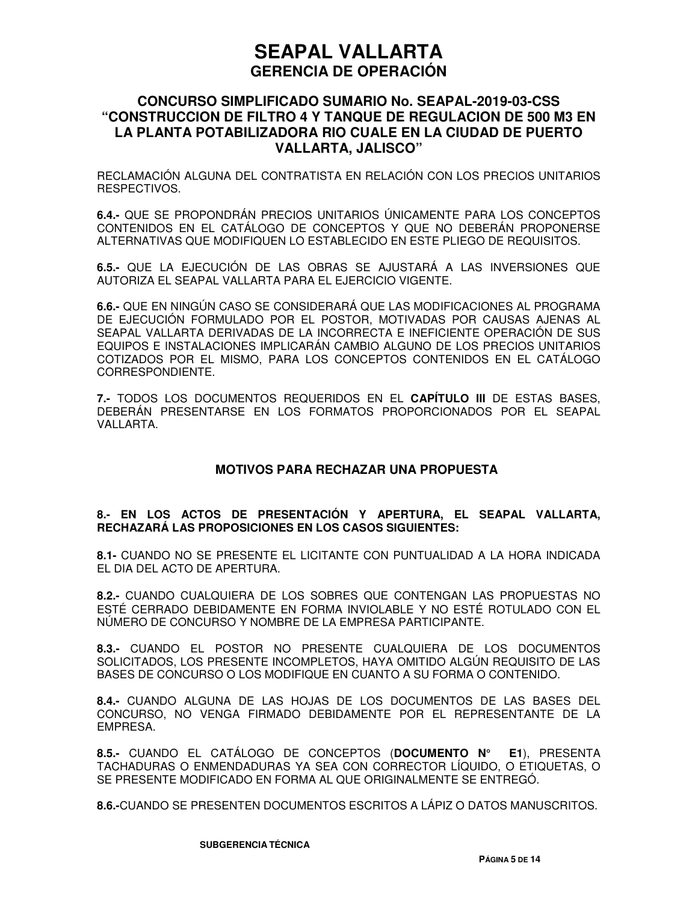RECLAMACIÓN ALGUNA DEL CONTRATISTA EN RELACIÓN CON LOS PRECIOS UNITARIOS RESPECTIVOS.

**6.4.-** QUE SE PROPONDRÁN PRECIOS UNITARIOS ÚNICAMENTE PARA LOS CONCEPTOS CONTENIDOS EN EL CATÁLOGO DE CONCEPTOS Y QUE NO DEBERÁN PROPONERSE ALTERNATIVAS QUE MODIFIQUEN LO ESTABLECIDO EN ESTE PLIEGO DE REQUISITOS.

**6.5.-** QUE LA EJECUCIÓN DE LAS OBRAS SE AJUSTARÁ A LAS INVERSIONES QUE AUTORIZA EL SEAPAL VALLARTA PARA EL EJERCICIO VIGENTE.

**6.6.-** QUE EN NINGÚN CASO SE CONSIDERARÁ QUE LAS MODIFICACIONES AL PROGRAMA DE EJECUCIÓN FORMULADO POR EL POSTOR, MOTIVADAS POR CAUSAS AJENAS AL SEAPAL VALLARTA DERIVADAS DE LA INCORRECTA E INEFICIENTE OPERACIÓN DE SUS EQUIPOS E INSTALACIONES IMPLICARÁN CAMBIO ALGUNO DE LOS PRECIOS UNITARIOS COTIZADOS POR EL MISMO, PARA LOS CONCEPTOS CONTENIDOS EN EL CATÁLOGO CORRESPONDIENTE.

**7.-** TODOS LOS DOCUMENTOS REQUERIDOS EN EL **CAPÍTULO III** DE ESTAS BASES, DEBERÁN PRESENTARSE EN LOS FORMATOS PROPORCIONADOS POR EL SEAPAL VALLARTA.

## MOTIVOS PARA RECHAZAR UNA PROPUESTA

**8.- EN LOS ACTOS DE PRESENTACIÓN Y APERTURA, EL SEAPAL VALLARTA, RECHAZARÁ LAS PROPOSICIONES EN LOS CASOS SIGUIENTES:**

**8.1-** CUANDO NO SE PRESENTE EL LICITANTE CON PUNTUALIDAD A LA HORA INDICADA EL DIA DEL ACTO DE APERTURA.

**8.2.-** CUANDO CUALQUIERA DE LOS SOBRES QUE CONTENGAN LAS PROPUESTAS NO ESTÉ CERRADO DEBIDAMENTE EN FORMA INVIOLABLE Y NO ESTÉ ROTULADO CON EL NÚMERO DE CONCURSO Y NOMBRE DE LA EMPRESA PARTICIPANTE.

**8.3.-** CUANDO EL POSTOR NO PRESENTE CUALQUIERA DE LOS DOCUMENTOS SOLICITADOS, LOS PRESENTE INCOMPLETOS, HAYA OMITIDO ALGÚN REQUISITO DE LAS BASES DE CONCURSO O LOS MODIFIQUE EN CUANTO A SU FORMA O CONTENIDO.

**8.4.-** CUANDO ALGUNA DE LAS HOJAS DE LOS DOCUMENTOS DE LAS BASES DEL CONCURSO, NO VENGA FIRMADO DEBIDAMENTE POR EL REPRESENTANTE DE LA EMPRESA.

**8.5.-** CUANDO EL CATÁLOGO DE CONCEPTOS (**DOCUMENTO N° E1**), PRESENTA TACHADURAS O ENMENDADURAS YA SEA CON CORRECTOR LÍQUIDO, O ETIQUETAS, O SE PRESENTE MODIFICADO EN FORMA AL QUE ORIGINALMENTE SE ENTREGÓ.

**8.6.-**CUANDO SE PRESENTEN DOCUMENTOS ESCRITOS A LÁPIZ O DATOS MANUSCRITOS.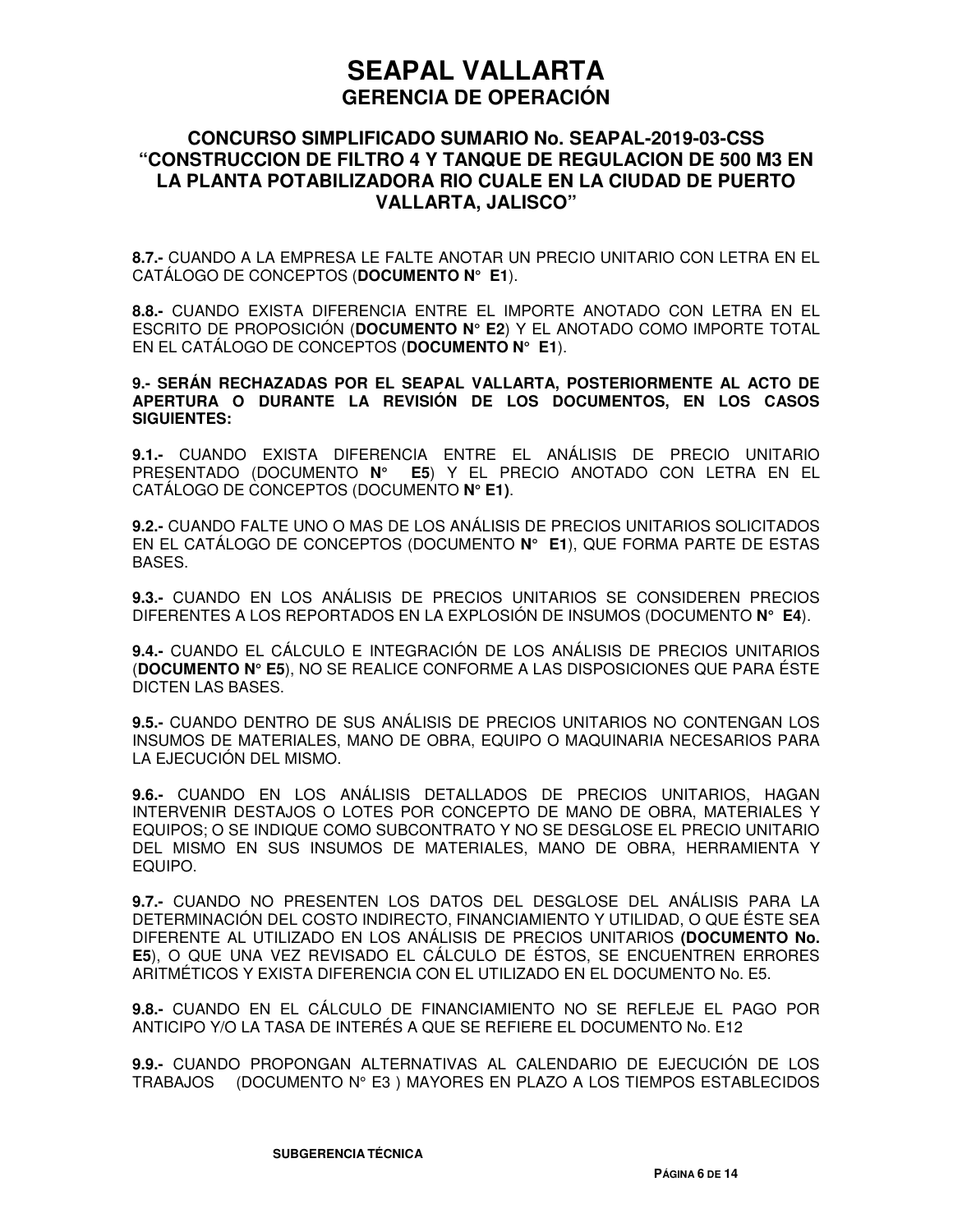**8.7.-** CUANDO A LA EMPRESA LE FALTE ANOTAR UN PRECIO UNITARIO CON LETRA EN EL CATÁLOGO DE CONCEPTOS (**DOCUMENTO N° E1**).

**8.8.-** CUANDO EXISTA DIFERENCIA ENTRE EL IMPORTE ANOTADO CON LETRA EN EL ESCRITO DE PROPOSICIÓN (**DOCUMENTO N° E2**) Y EL ANOTADO COMO IMPORTE TOTAL EN EL CATÁLOGO DE CONCEPTOS (**DOCUMENTO N° E1**).

**9.- SERÁN RECHAZADAS POR EL SEAPAL VALLARTA, POSTERIORMENTE AL ACTO DE APERTURA O DURANTE LA REVISIÓN DE LOS DOCUMENTOS, EN LOS CASOS SIGUIENTES:**

**9.1.-** CUANDO EXISTA DIFERENCIA ENTRE EL ANÁLISIS DE PRECIO UNITARIO PRESENTADO (DOCUMENTO **N° E5**) Y EL PRECIO ANOTADO CON LETRA EN EL CATÁLOGO DE CONCEPTOS (DOCUMENTO **N° E1)**.

**9.2.-** CUANDO FALTE UNO O MAS DE LOS ANÁLISIS DE PRECIOS UNITARIOS SOLICITADOS EN EL CATÁLOGO DE CONCEPTOS (DOCUMENTO **N° E1**), QUE FORMA PARTE DE ESTAS BASES.

**9.3.-** CUANDO EN LOS ANÁLISIS DE PRECIOS UNITARIOS SE CONSIDEREN PRECIOS DIFERENTES A LOS REPORTADOS EN LA EXPLOSIÓN DE INSUMOS (DOCUMENTO **N° E4**).

**9.4.-** CUANDO EL CÁLCULO E INTEGRACIÓN DE LOS ANÁLISIS DE PRECIOS UNITARIOS (**DOCUMENTO N° E5**), NO SE REALICE CONFORME A LAS DISPOSICIONES QUE PARA ÉSTE DICTEN LAS BASES.

**9.5.-** CUANDO DENTRO DE SUS ANÁLISIS DE PRECIOS UNITARIOS NO CONTENGAN LOS INSUMOS DE MATERIALES, MANO DE OBRA, EQUIPO O MAQUINARIA NECESARIOS PARA LA EJECUCIÓN DEL MISMO.

**9.6.-** CUANDO EN LOS ANÁLISIS DETALLADOS DE PRECIOS UNITARIOS, HAGAN INTERVENIR DESTAJOS O LOTES POR CONCEPTO DE MANO DE OBRA, MATERIALES Y EQUIPOS; O SE INDIQUE COMO SUBCONTRATO Y NO SE DESGLOSE EL PRECIO UNITARIO DEL MISMO EN SUS INSUMOS DE MATERIALES, MANO DE OBRA, HERRAMIENTA Y EQUIPO.

**9.7.-** CUANDO NO PRESENTEN LOS DATOS DEL DESGLOSE DEL ANÁLISIS PARA LA DETERMINACIÓN DEL COSTO INDIRECTO, FINANCIAMIENTO Y UTILIDAD, O QUE ÉSTE SEA DIFERENTE AL UTILIZADO EN LOS ANÁLISIS DE PRECIOS UNITARIOS **(DOCUMENTO No. E5**), O QUE UNA VEZ REVISADO EL CÁLCULO DE ÉSTOS, SE ENCUENTREN ERRORES ARITMÉTICOS Y EXISTA DIFERENCIA CON EL UTILIZADO EN EL DOCUMENTO No. E5.

**9.8.-** CUANDO EN EL CÁLCULO DE FINANCIAMIENTO NO SE REFLEJE EL PAGO POR ANTICIPO Y/O LA TASA DE INTERÉS A QUE SE REFIERE EL DOCUMENTO No. E12

**9.9.-** CUANDO PROPONGAN ALTERNATIVAS AL CALENDARIO DE EJECUCIÓN DE LOS TRABAJOS (DOCUMENTO N° E3 ) MAYORES EN PLAZO A LOS TIEMPOS ESTABLECIDOS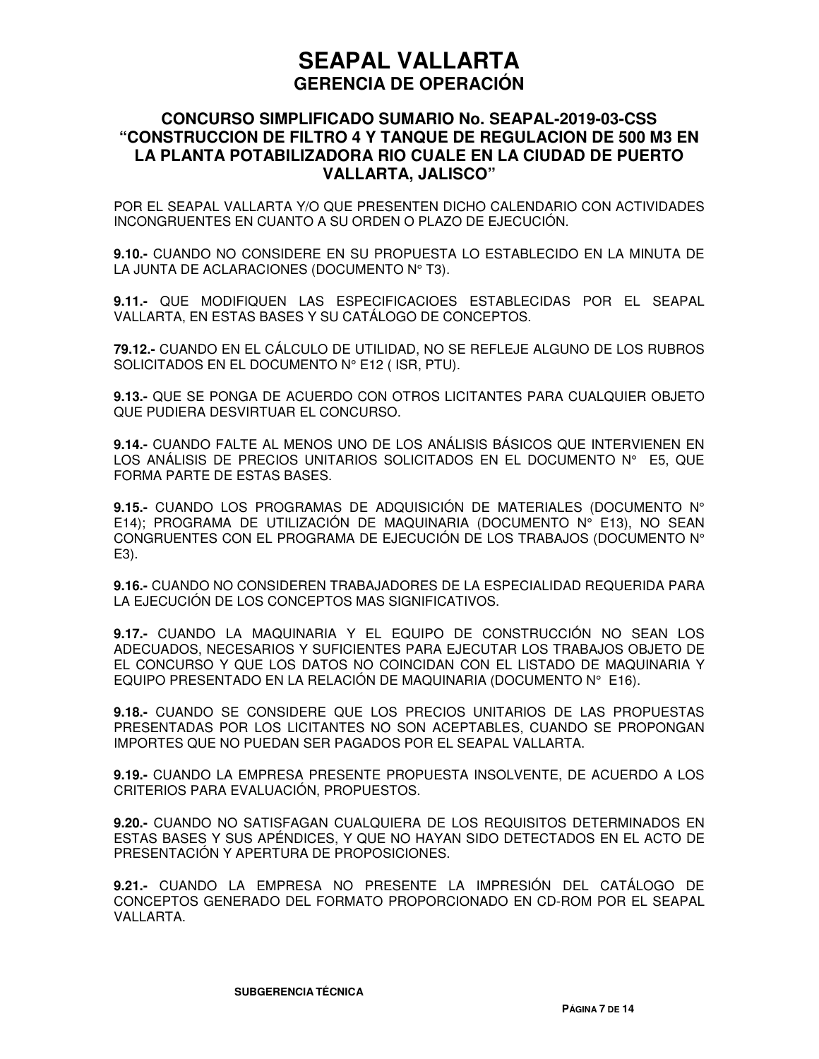POR EL SEAPAL VALLARTA Y/O QUE PRESENTEN DICHO CALENDARIO CON ACTIVIDADES INCONGRUENTES EN CUANTO A SU ORDEN O PLAZO DE EJECUCIÓN.

**9.10.-** CUANDO NO CONSIDERE EN SU PROPUESTA LO ESTABLECIDO EN LA MINUTA DE LA JUNTA DE ACLARACIONES (DOCUMENTO N° T3).

**9.11.-** QUE MODIFIQUEN LAS ESPECIFICACIOES ESTABLECIDAS POR EL SEAPAL VALLARTA, EN ESTAS BASES Y SU CATÁLOGO DE CONCEPTOS.

**79.12.-** CUANDO EN EL CÁLCULO DE UTILIDAD, NO SE REFLEJE ALGUNO DE LOS RUBROS SOLICITADOS EN EL DOCUMENTO N° E12 ( ISR, PTU).

**9.13.-** QUE SE PONGA DE ACUERDO CON OTROS LICITANTES PARA CUALQUIER OBJETO QUE PUDIERA DESVIRTUAR EL CONCURSO.

**9.14.-** CUANDO FALTE AL MENOS UNO DE LOS ANÁLISIS BÁSICOS QUE INTERVIENEN EN LOS ANÁLISIS DE PRECIOS UNITARIOS SOLICITADOS EN EL DOCUMENTO N° E5, QUE FORMA PARTE DE ESTAS BASES.

**9.15.-** CUANDO LOS PROGRAMAS DE ADQUISICIÓN DE MATERIALES (DOCUMENTO N° E14); PROGRAMA DE UTILIZACIÓN DE MAQUINARIA (DOCUMENTO N° E13), NO SEAN CONGRUENTES CON EL PROGRAMA DE EJECUCIÓN DE LOS TRABAJOS (DOCUMENTO N° E3).

**9.16.-** CUANDO NO CONSIDEREN TRABAJADORES DE LA ESPECIALIDAD REQUERIDA PARA LA EJECUCIÓN DE LOS CONCEPTOS MAS SIGNIFICATIVOS.

**9.17.-** CUANDO LA MAQUINARIA Y EL EQUIPO DE CONSTRUCCIÓN NO SEAN LOS ADECUADOS, NECESARIOS Y SUFICIENTES PARA EJECUTAR LOS TRABAJOS OBJETO DE EL CONCURSO Y QUE LOS DATOS NO COINCIDAN CON EL LISTADO DE MAQUINARIA Y EQUIPO PRESENTADO EN LA RELACIÓN DE MAQUINARIA (DOCUMENTO N° E16).

**9.18.-** CUANDO SE CONSIDERE QUE LOS PRECIOS UNITARIOS DE LAS PROPUESTAS PRESENTADAS POR LOS LICITANTES NO SON ACEPTABLES, CUANDO SE PROPONGAN IMPORTES QUE NO PUEDAN SER PAGADOS POR EL SEAPAL VALLARTA.

**9.19.-** CUANDO LA EMPRESA PRESENTE PROPUESTA INSOLVENTE, DE ACUERDO A LOS CRITERIOS PARA EVALUACIÓN, PROPUESTOS.

**9.20.-** CUANDO NO SATISFAGAN CUALQUIERA DE LOS REQUISITOS DETERMINADOS EN ESTAS BASES Y SUS APÉNDICES, Y QUE NO HAYAN SIDO DETECTADOS EN EL ACTO DE PRESENTACIÓN Y APERTURA DE PROPOSICIONES.

**9.21.-** CUANDO LA EMPRESA NO PRESENTE LA IMPRESIÓN DEL CATÁLOGO DE CONCEPTOS GENERADO DEL FORMATO PROPORCIONADO EN CD-ROM POR EL SEAPAL VALLARTA.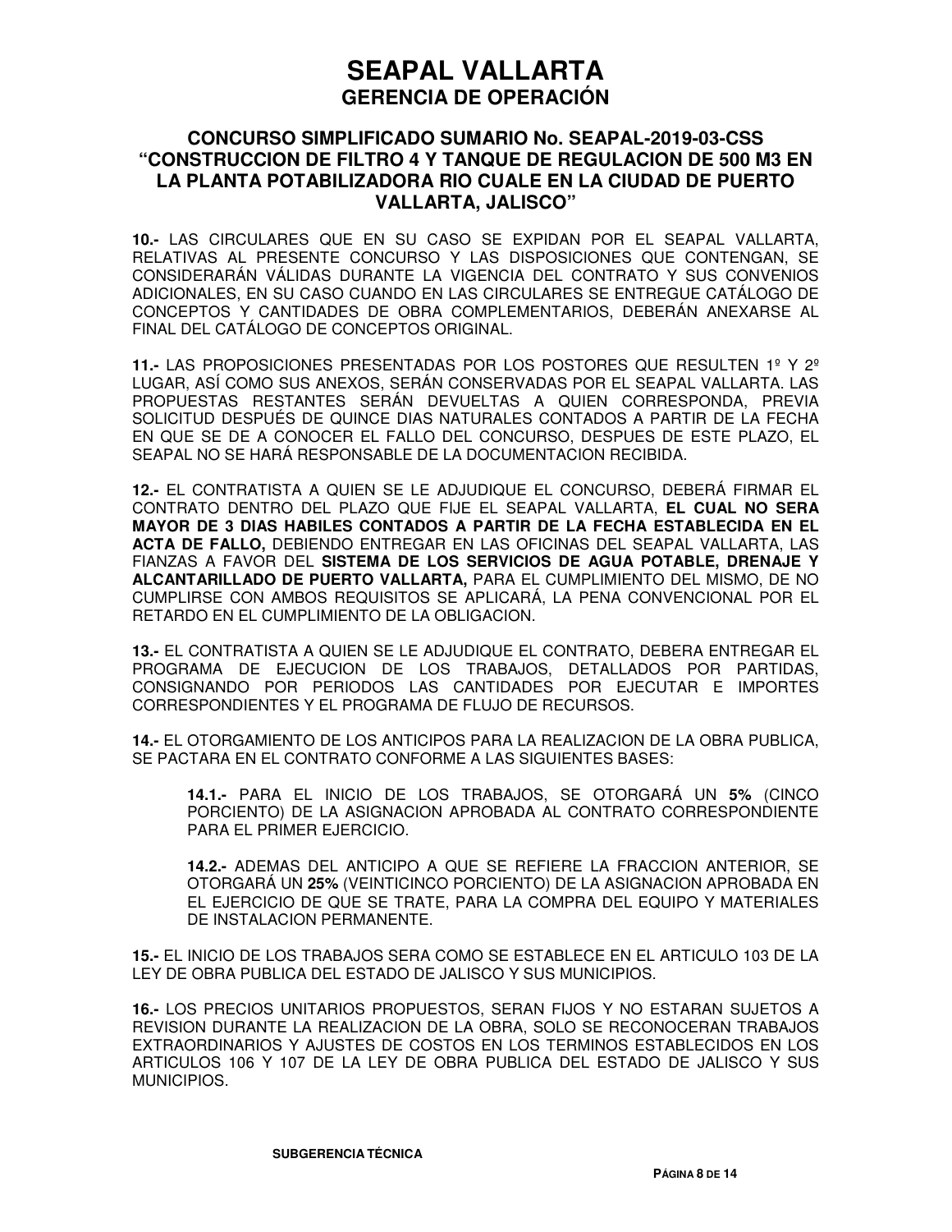# SEAPAL VALLARTA
## GERENCIA DE OPERACIÓN

### CONCURSO SIMPLIFICADO SUMARIO No. SEAPAL-2019-03-CSS "CONSTRUCCION DE FILTRO 4 Y TANQUE DE REGULACION DE 500 M3 EN LA PLANTA POTABILIZADORA RIO CUALE EN LA CIUDAD DE PUERTO VALLARTA, JALISCO"

**10.-** LAS CIRCULARES QUE EN SU CASO SE EXPIDAN POR EL SEAPAL VALLARTA, RELATIVAS AL PRESENTE CONCURSO Y LAS DISPOSICIONES QUE CONTENGAN, SE CONSIDERARÁN VÁLIDAS DURANTE LA VIGENCIA DEL CONTRATO Y SUS CONVENIOS ADICIONALES, EN SU CASO CUANDO EN LAS CIRCULARES SE ENTREGUE CATÁLOGO DE CONCEPTOS Y CANTIDADES DE OBRA COMPLEMENTARIOS, DEBERÁN ANEXARSE AL FINAL DEL CATÁLOGO DE CONCEPTOS ORIGINAL.

**11.-** LAS PROPOSICIONES PRESENTADAS POR LOS POSTORES QUE RESULTEN 1º Y 2º LUGAR, ASÍ COMO SUS ANEXOS, SERÁN CONSERVADAS POR EL SEAPAL VALLARTA. LAS PROPUESTAS RESTANTES SERÁN DEVUELTAS A QUIEN CORRESPONDA, PREVIA SOLICITUD DESPUÉS DE QUINCE DIAS NATURALES CONTADOS A PARTIR DE LA FECHA EN QUE SE DE A CONOCER EL FALLO DEL CONCURSO, DESPUES DE ESTE PLAZO, EL SEAPAL NO SE HARÁ RESPONSABLE DE LA DOCUMENTACION RECIBIDA.

**12.-** EL CONTRATISTA A QUIEN SE LE ADJUDIQUE EL CONCURSO, DEBERÁ FIRMAR EL CONTRATO DENTRO DEL PLAZO QUE FIJE EL SEAPAL VALLARTA, **EL CUAL NO SERA MAYOR DE 3 DIAS HABILES CONTADOS A PARTIR DE LA FECHA ESTABLECIDA EN EL ACTA DE FALLO,** DEBIENDO ENTREGAR EN LAS OFICINAS DEL SEAPAL VALLARTA, LAS FIANZAS A FAVOR DEL **SISTEMA DE LOS SERVICIOS DE AGUA POTABLE, DRENAJE Y ALCANTARILLADO DE PUERTO VALLARTA,** PARA EL CUMPLIMIENTO DEL MISMO, DE NO CUMPLIRSE CON AMBOS REQUISITOS SE APLICARÁ, LA PENA CONVENCIONAL POR EL RETARDO EN EL CUMPLIMIENTO DE LA OBLIGACION.

**13.-** EL CONTRATISTA A QUIEN SE LE ADJUDIQUE EL CONTRATO, DEBERA ENTREGAR EL PROGRAMA DE EJECUCION DE LOS TRABAJOS, DETALLADOS POR PARTIDAS, CONSIGNANDO POR PERIODOS LAS CANTIDADES POR EJECUTAR E IMPORTES CORRESPONDIENTES Y EL PROGRAMA DE FLUJO DE RECURSOS.

**14.-** EL OTORGAMIENTO DE LOS ANTICIPOS PARA LA REALIZACION DE LA OBRA PUBLICA, SE PACTARA EN EL CONTRATO CONFORME A LAS SIGUIENTES BASES:

> **14.1.-** PARA EL INICIO DE LOS TRABAJOS, SE OTORGARÁ UN **5%** (CINCO PORCIENTO) DE LA ASIGNACION APROBADA AL CONTRATO CORRESPONDIENTE PARA EL PRIMER EJERCICIO.
>
> **14.2.-** ADEMAS DEL ANTICIPO A QUE SE REFIERE LA FRACCION ANTERIOR, SE OTORGARÁ UN **25%** (VEINTICINCO PORCIENTO) DE LA ASIGNACION APROBADA EN EL EJERCICIO DE QUE SE TRATE, PARA LA COMPRA DEL EQUIPO Y MATERIALES DE INSTALACION PERMANENTE.

**15.-** EL INICIO DE LOS TRABAJOS SERA COMO SE ESTABLECE EN EL ARTICULO 103 DE LA LEY DE OBRA PUBLICA DEL ESTADO DE JALISCO Y SUS MUNICIPIOS.

**16.-** LOS PRECIOS UNITARIOS PROPUESTOS, SERAN FIJOS Y NO ESTARAN SUJETOS A REVISION DURANTE LA REALIZACION DE LA OBRA, SOLO SE RECONOCERAN TRABAJOS EXTRAORDINARIOS Y AJUSTES DE COSTOS EN LOS TERMINOS ESTABLECIDOS EN LOS ARTICULOS 106 Y 107 DE LA LEY DE OBRA PUBLICA DEL ESTADO DE JALISCO Y SUS MUNICIPIOS.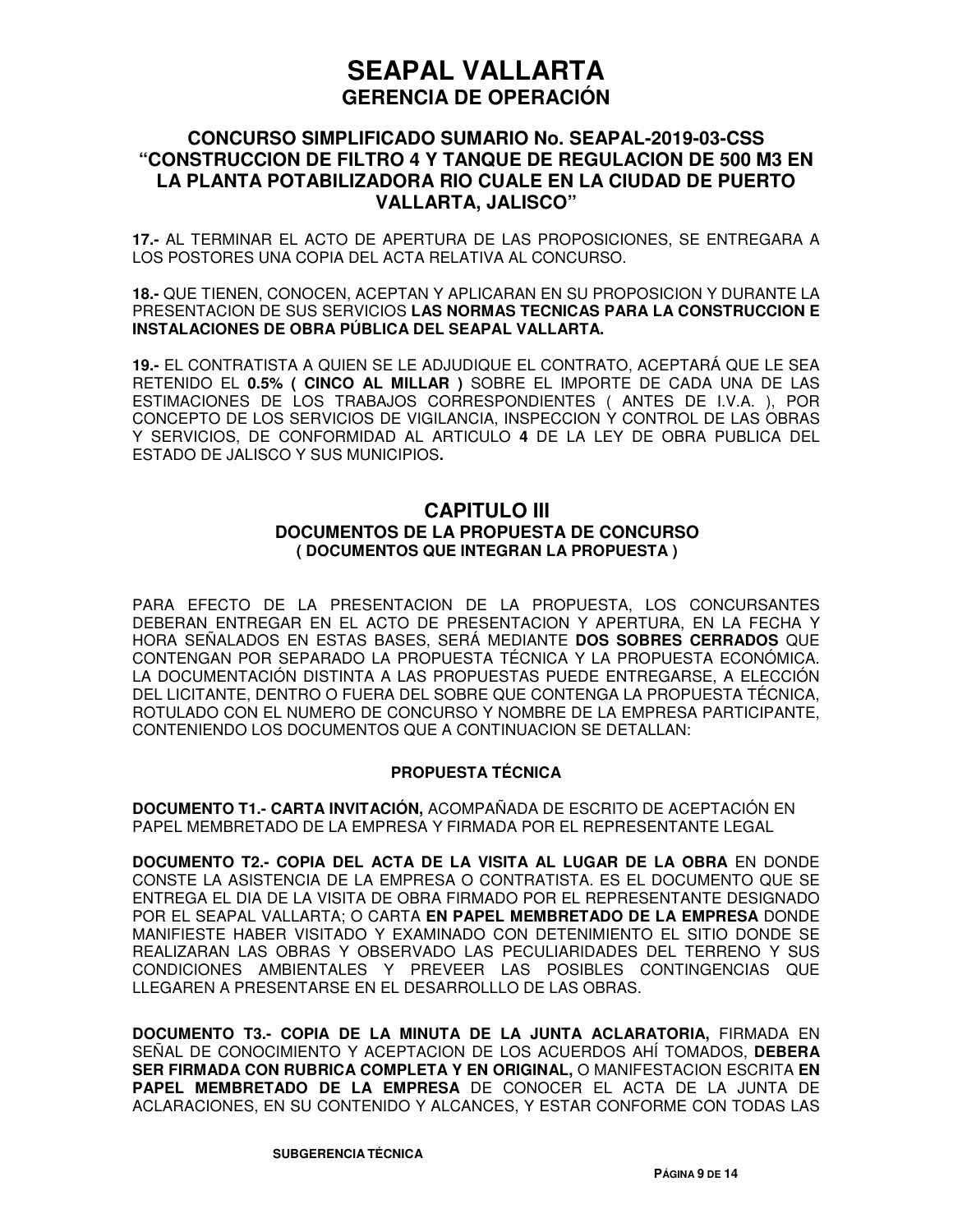**17.-** AL TERMINAR EL ACTO DE APERTURA DE LAS PROPOSICIONES, SE ENTREGARA A LOS POSTORES UNA COPIA DEL ACTA RELATIVA AL CONCURSO.

**18.-** QUE TIENEN, CONOCEN, ACEPTAN Y APLICARAN EN SU PROPOSICION Y DURANTE LA PRESENTACION DE SUS SERVICIOS **LAS NORMAS TECNICAS PARA LA CONSTRUCCION E INSTALACIONES DE OBRA PÚBLICA DEL SEAPAL VALLARTA.**

**19.-** EL CONTRATISTA A QUIEN SE LE ADJUDIQUE EL CONTRATO, ACEPTARÁ QUE LE SEA RETENIDO EL **0.5% ( CINCO AL MILLAR )** SOBRE EL IMPORTE DE CADA UNA DE LAS ESTIMACIONES DE LOS TRABAJOS CORRESPONDIENTES ( ANTES DE I.V.A. ), POR CONCEPTO DE LOS SERVICIOS DE VIGILANCIA, INSPECCION Y CONTROL DE LAS OBRAS Y SERVICIOS, DE CONFORMIDAD AL ARTICULO **4** DE LA LEY DE OBRA PUBLICA DEL ESTADO DE JALISCO Y SUS MUNICIPIOS**.**

## CAPITULO III

### DOCUMENTOS DE LA PROPUESTA DE CONCURSO
### ( DOCUMENTOS QUE INTEGRAN LA PROPUESTA )

PARA EFECTO DE LA PRESENTACION DE LA PROPUESTA, LOS CONCURSANTES DEBERAN ENTREGAR EN EL ACTO DE PRESENTACION Y APERTURA, EN LA FECHA Y HORA SEÑALADOS EN ESTAS BASES, SERÁ MEDIANTE **DOS SOBRES CERRADOS** QUE CONTENGAN POR SEPARADO LA PROPUESTA TÉCNICA Y LA PROPUESTA ECONÓMICA. LA DOCUMENTACIÓN DISTINTA A LAS PROPUESTAS PUEDE ENTREGARSE, A ELECCIÓN DEL LICITANTE, DENTRO O FUERA DEL SOBRE QUE CONTENGA LA PROPUESTA TÉCNICA, ROTULADO CON EL NUMERO DE CONCURSO Y NOMBRE DE LA EMPRESA PARTICIPANTE, CONTENIENDO LOS DOCUMENTOS QUE A CONTINUACION SE DETALLAN:

#### PROPUESTA TÉCNICA

**DOCUMENTO T1.- CARTA INVITACIÓN,** ACOMPAÑADA DE ESCRITO DE ACEPTACIÓN EN PAPEL MEMBRETADO DE LA EMPRESA Y FIRMADA POR EL REPRESENTANTE LEGAL

**DOCUMENTO T2.- COPIA DEL ACTA DE LA VISITA AL LUGAR DE LA OBRA** EN DONDE CONSTE LA ASISTENCIA DE LA EMPRESA O CONTRATISTA. ES EL DOCUMENTO QUE SE ENTREGA EL DIA DE LA VISITA DE OBRA FIRMADO POR EL REPRESENTANTE DESIGNADO POR EL SEAPAL VALLARTA; O CARTA **EN PAPEL MEMBRETADO DE LA EMPRESA** DONDE MANIFIESTE HABER VISITADO Y EXAMINADO CON DETENIMIENTO EL SITIO DONDE SE REALIZARAN LAS OBRAS Y OBSERVADO LAS PECULIARIDADES DEL TERRENO Y SUS CONDICIONES AMBIENTALES Y PREVEER LAS POSIBLES CONTINGENCIAS QUE LLEGAREN A PRESENTARSE EN EL DESARROLLLO DE LAS OBRAS.

**DOCUMENTO T3.- COPIA DE LA MINUTA DE LA JUNTA ACLARATORIA,** FIRMADA EN SEÑAL DE CONOCIMIENTO Y ACEPTACION DE LOS ACUERDOS AHÍ TOMADOS, **DEBERA SER FIRMADA CON RUBRICA COMPLETA Y EN ORIGINAL,** O MANIFESTACION ESCRITA **EN PAPEL MEMBRETADO DE LA EMPRESA** DE CONOCER EL ACTA DE LA JUNTA DE ACLARACIONES, EN SU CONTENIDO Y ALCANCES, Y ESTAR CONFORME CON TODAS LAS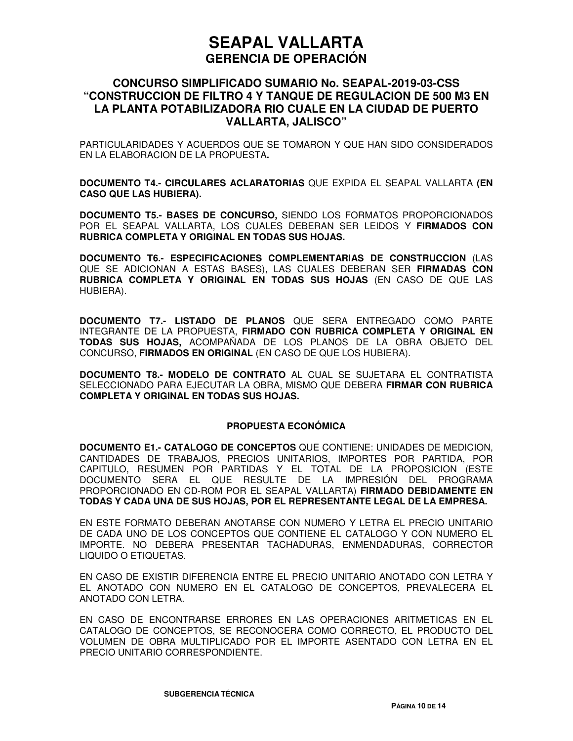# SEAPAL VALLARTA
## GERENCIA DE OPERACIÓN

### CONCURSO SIMPLIFICADO SUMARIO No. SEAPAL-2019-03-CSS "CONSTRUCCION DE FILTRO 4 Y TANQUE DE REGULACION DE 500 M3 EN LA PLANTA POTABILIZADORA RIO CUALE EN LA CIUDAD DE PUERTO VALLARTA, JALISCO"

PARTICULARIDADES Y ACUERDOS QUE SE TOMARON Y QUE HAN SIDO CONSIDERADOS EN LA ELABORACION DE LA PROPUESTA**.**

**DOCUMENTO T4.- CIRCULARES ACLARATORIAS** QUE EXPIDA EL SEAPAL VALLARTA **(EN CASO QUE LAS HUBIERA).**

**DOCUMENTO T5.- BASES DE CONCURSO,** SIENDO LOS FORMATOS PROPORCIONADOS POR EL SEAPAL VALLARTA, LOS CUALES DEBERAN SER LEIDOS Y **FIRMADOS CON RUBRICA COMPLETA Y ORIGINAL EN TODAS SUS HOJAS.**

**DOCUMENTO T6.- ESPECIFICACIONES COMPLEMENTARIAS DE CONSTRUCCION** (LAS QUE SE ADICIONAN A ESTAS BASES), LAS CUALES DEBERAN SER **FIRMADAS CON RUBRICA COMPLETA Y ORIGINAL EN TODAS SUS HOJAS** (EN CASO DE QUE LAS HUBIERA).

**DOCUMENTO T7.- LISTADO DE PLANOS** QUE SERA ENTREGADO COMO PARTE INTEGRANTE DE LA PROPUESTA, **FIRMADO CON RUBRICA COMPLETA Y ORIGINAL EN TODAS SUS HOJAS,** ACOMPAÑADA DE LOS PLANOS DE LA OBRA OBJETO DEL CONCURSO, **FIRMADOS EN ORIGINAL** (EN CASO DE QUE LOS HUBIERA).

**DOCUMENTO T8.- MODELO DE CONTRATO** AL CUAL SE SUJETARA EL CONTRATISTA SELECCIONADO PARA EJECUTAR LA OBRA, MISMO QUE DEBERA **FIRMAR CON RUBRICA COMPLETA Y ORIGINAL EN TODAS SUS HOJAS.**

**PROPUESTA ECONÓMICA**

**DOCUMENTO E1.- CATALOGO DE CONCEPTOS** QUE CONTIENE: UNIDADES DE MEDICION, CANTIDADES DE TRABAJOS, PRECIOS UNITARIOS, IMPORTES POR PARTIDA, POR CAPITULO, RESUMEN POR PARTIDAS Y EL TOTAL DE LA PROPOSICION (ESTE DOCUMENTO SERA EL QUE RESULTE DE LA IMPRESIÓN DEL PROGRAMA PROPORCIONADO EN CD-ROM POR EL SEAPAL VALLARTA) **FIRMADO DEBIDAMENTE EN TODAS Y CADA UNA DE SUS HOJAS, POR EL REPRESENTANTE LEGAL DE LA EMPRESA.**

EN ESTE FORMATO DEBERAN ANOTARSE CON NUMERO Y LETRA EL PRECIO UNITARIO DE CADA UNO DE LOS CONCEPTOS QUE CONTIENE EL CATALOGO Y CON NUMERO EL IMPORTE. NO DEBERA PRESENTAR TACHADURAS, ENMENDADURAS, CORRECTOR LIQUIDO O ETIQUETAS.

EN CASO DE EXISTIR DIFERENCIA ENTRE EL PRECIO UNITARIO ANOTADO CON LETRA Y EL ANOTADO CON NUMERO EN EL CATALOGO DE CONCEPTOS, PREVALECERA EL ANOTADO CON LETRA.

EN CASO DE ENCONTRARSE ERRORES EN LAS OPERACIONES ARITMETICAS EN EL CATALOGO DE CONCEPTOS, SE RECONOCERA COMO CORRECTO, EL PRODUCTO DEL VOLUMEN DE OBRA MULTIPLICADO POR EL IMPORTE ASENTADO CON LETRA EN EL PRECIO UNITARIO CORRESPONDIENTE.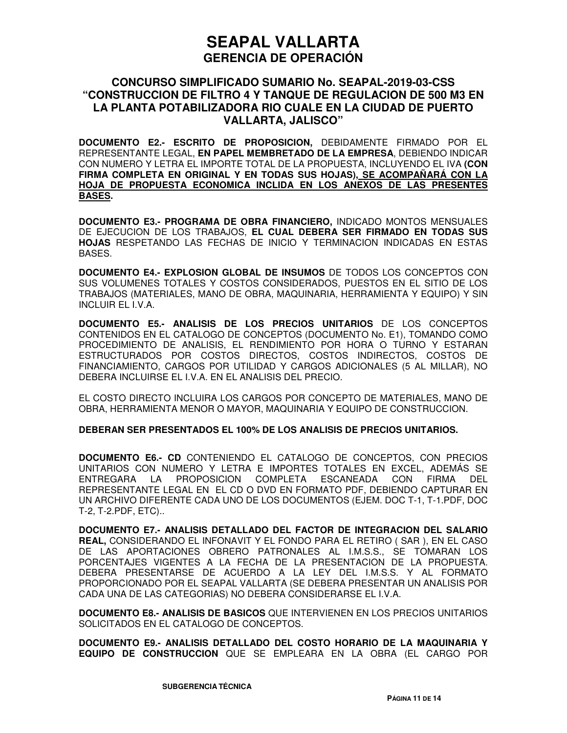# SEAPAL VALLARTA
## GERENCIA DE OPERACIÓN

### CONCURSO SIMPLIFICADO SUMARIO No. SEAPAL-2019-03-CSS "CONSTRUCCION DE FILTRO 4 Y TANQUE DE REGULACION DE 500 M3 EN LA PLANTA POTABILIZADORA RIO CUALE EN LA CIUDAD DE PUERTO VALLARTA, JALISCO"

**DOCUMENTO E2.- ESCRITO DE PROPOSICION,** DEBIDAMENTE FIRMADO POR EL REPRESENTANTE LEGAL, **EN PAPEL MEMBRETADO DE LA EMPRESA**, DEBIENDO INDICAR CON NUMERO Y LETRA EL IMPORTE TOTAL DE LA PROPUESTA, INCLUYENDO EL IVA **(CON FIRMA COMPLETA EN ORIGINAL Y EN TODAS SUS HOJAS), SE ACOMPAÑARÁ CON LA HOJA DE PROPUESTA ECONOMICA INCLIDA EN LOS ANEXOS DE LAS PRESENTES BASES.**

**DOCUMENTO E3.- PROGRAMA DE OBRA FINANCIERO,** INDICADO MONTOS MENSUALES DE EJECUCION DE LOS TRABAJOS, **EL CUAL DEBERA SER FIRMADO EN TODAS SUS HOJAS** RESPETANDO LAS FECHAS DE INICIO Y TERMINACION INDICADAS EN ESTAS BASES.

**DOCUMENTO E4.- EXPLOSION GLOBAL DE INSUMOS** DE TODOS LOS CONCEPTOS CON SUS VOLUMENES TOTALES Y COSTOS CONSIDERADOS, PUESTOS EN EL SITIO DE LOS TRABAJOS (MATERIALES, MANO DE OBRA, MAQUINARIA, HERRAMIENTA Y EQUIPO) Y SIN INCLUIR EL I.V.A.

**DOCUMENTO E5.- ANALISIS DE LOS PRECIOS UNITARIOS** DE LOS CONCEPTOS CONTENIDOS EN EL CATALOGO DE CONCEPTOS (DOCUMENTO No. E1), TOMANDO COMO PROCEDIMIENTO DE ANALISIS, EL RENDIMIENTO POR HORA O TURNO Y ESTARAN ESTRUCTURADOS POR COSTOS DIRECTOS, COSTOS INDIRECTOS, COSTOS DE FINANCIAMIENTO, CARGOS POR UTILIDAD Y CARGOS ADICIONALES (5 AL MILLAR), NO DEBERA INCLUIRSE EL I.V.A. EN EL ANALISIS DEL PRECIO.

EL COSTO DIRECTO INCLUIRA LOS CARGOS POR CONCEPTO DE MATERIALES, MANO DE OBRA, HERRAMIENTA MENOR O MAYOR, MAQUINARIA Y EQUIPO DE CONSTRUCCION.

**DEBERAN SER PRESENTADOS EL 100% DE LOS ANALISIS DE PRECIOS UNITARIOS.**

**DOCUMENTO E6.- CD** CONTENIENDO EL CATALOGO DE CONCEPTOS, CON PRECIOS UNITARIOS CON NUMERO Y LETRA E IMPORTES TOTALES EN EXCEL, ADEMÁS SE ENTREGARA LA PROPOSICION COMPLETA ESCANEADA CON FIRMA DEL REPRESENTANTE LEGAL EN EL CD O DVD EN FORMATO PDF, DEBIENDO CAPTURAR EN UN ARCHIVO DIFERENTE CADA UNO DE LOS DOCUMENTOS (EJEM. DOC T-1, T-1.PDF, DOC T-2, T-2.PDF, ETC)..

**DOCUMENTO E7.- ANALISIS DETALLADO DEL FACTOR DE INTEGRACION DEL SALARIO REAL,** CONSIDERANDO EL INFONAVIT Y EL FONDO PARA EL RETIRO ( SAR ), EN EL CASO DE LAS APORTACIONES OBRERO PATRONALES AL I.M.S.S., SE TOMARAN LOS PORCENTAJES VIGENTES A LA FECHA DE LA PRESENTACION DE LA PROPUESTA. DEBERA PRESENTARSE DE ACUERDO A LA LEY DEL I.M.S.S. Y AL FORMATO PROPORCIONADO POR EL SEAPAL VALLARTA (SE DEBERA PRESENTAR UN ANALISIS POR CADA UNA DE LAS CATEGORIAS) NO DEBERA CONSIDERARSE EL I.V.A.

**DOCUMENTO E8.- ANALISIS DE BASICOS** QUE INTERVIENEN EN LOS PRECIOS UNITARIOS SOLICITADOS EN EL CATALOGO DE CONCEPTOS.

**DOCUMENTO E9.- ANALISIS DETALLADO DEL COSTO HORARIO DE LA MAQUINARIA Y EQUIPO DE CONSTRUCCION** QUE SE EMPLEARA EN LA OBRA (EL CARGO POR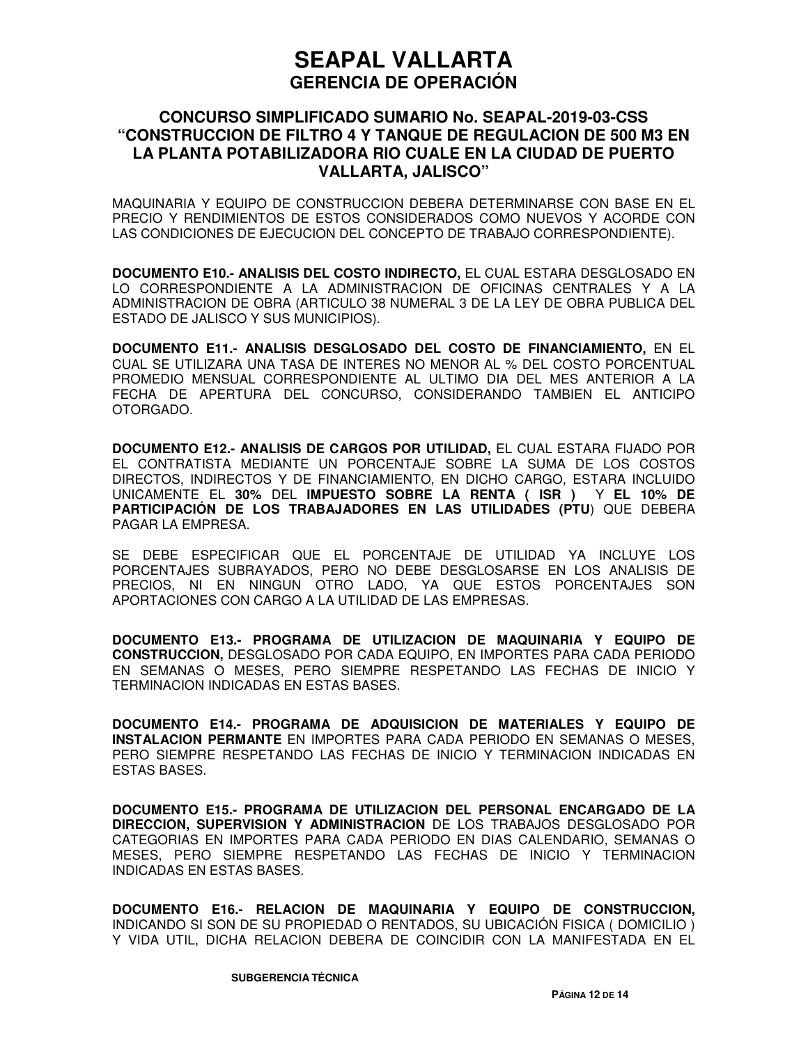MAQUINARIA Y EQUIPO DE CONSTRUCCION DEBERA DETERMINARSE CON BASE EN EL PRECIO Y RENDIMIENTOS DE ESTOS CONSIDERADOS COMO NUEVOS Y ACORDE CON LAS CONDICIONES DE EJECUCION DEL CONCEPTO DE TRABAJO CORRESPONDIENTE).

**DOCUMENTO E10.- ANALISIS DEL COSTO INDIRECTO,** EL CUAL ESTARA DESGLOSADO EN LO CORRESPONDIENTE A LA ADMINISTRACION DE OFICINAS CENTRALES Y A LA ADMINISTRACION DE OBRA (ARTICULO 38 NUMERAL 3 DE LA LEY DE OBRA PUBLICA DEL ESTADO DE JALISCO Y SUS MUNICIPIOS).

**DOCUMENTO E11.- ANALISIS DESGLOSADO DEL COSTO DE FINANCIAMIENTO,** EN EL CUAL SE UTILIZARA UNA TASA DE INTERES NO MENOR AL % DEL COSTO PORCENTUAL PROMEDIO MENSUAL CORRESPONDIENTE AL ULTIMO DIA DEL MES ANTERIOR A LA FECHA DE APERTURA DEL CONCURSO, CONSIDERANDO TAMBIEN EL ANTICIPO OTORGADO.

**DOCUMENTO E12.- ANALISIS DE CARGOS POR UTILIDAD,** EL CUAL ESTARA FIJADO POR EL CONTRATISTA MEDIANTE UN PORCENTAJE SOBRE LA SUMA DE LOS COSTOS DIRECTOS, INDIRECTOS Y DE FINANCIAMIENTO, EN DICHO CARGO, ESTARA INCLUIDO UNICAMENTE EL **30%** DEL **IMPUESTO SOBRE LA RENTA ( ISR )** Y **EL 10% DE PARTICIPACIÓN DE LOS TRABAJADORES EN LAS UTILIDADES (PTU**) QUE DEBERA PAGAR LA EMPRESA.

SE DEBE ESPECIFICAR QUE EL PORCENTAJE DE UTILIDAD YA INCLUYE LOS PORCENTAJES SUBRAYADOS, PERO NO DEBE DESGLOSARSE EN LOS ANALISIS DE PRECIOS, NI EN NINGUN OTRO LADO, YA QUE ESTOS PORCENTAJES SON APORTACIONES CON CARGO A LA UTILIDAD DE LAS EMPRESAS.

**DOCUMENTO E13.- PROGRAMA DE UTILIZACION DE MAQUINARIA Y EQUIPO DE CONSTRUCCION,** DESGLOSADO POR CADA EQUIPO, EN IMPORTES PARA CADA PERIODO EN SEMANAS O MESES, PERO SIEMPRE RESPETANDO LAS FECHAS DE INICIO Y TERMINACION INDICADAS EN ESTAS BASES.

**DOCUMENTO E14.- PROGRAMA DE ADQUISICION DE MATERIALES Y EQUIPO DE INSTALACION PERMANTE** EN IMPORTES PARA CADA PERIODO EN SEMANAS O MESES, PERO SIEMPRE RESPETANDO LAS FECHAS DE INICIO Y TERMINACION INDICADAS EN ESTAS BASES.

**DOCUMENTO E15.- PROGRAMA DE UTILIZACION DEL PERSONAL ENCARGADO DE LA DIRECCION, SUPERVISION Y ADMINISTRACION** DE LOS TRABAJOS DESGLOSADO POR CATEGORIAS EN IMPORTES PARA CADA PERIODO EN DIAS CALENDARIO, SEMANAS O MESES, PERO SIEMPRE RESPETANDO LAS FECHAS DE INICIO Y TERMINACION INDICADAS EN ESTAS BASES.

**DOCUMENTO E16.- RELACION DE MAQUINARIA Y EQUIPO DE CONSTRUCCION,** INDICANDO SI SON DE SU PROPIEDAD O RENTADOS, SU UBICACIÓN FISICA ( DOMICILIO ) Y VIDA UTIL, DICHA RELACION DEBERA DE COINCIDIR CON LA MANIFESTADA EN EL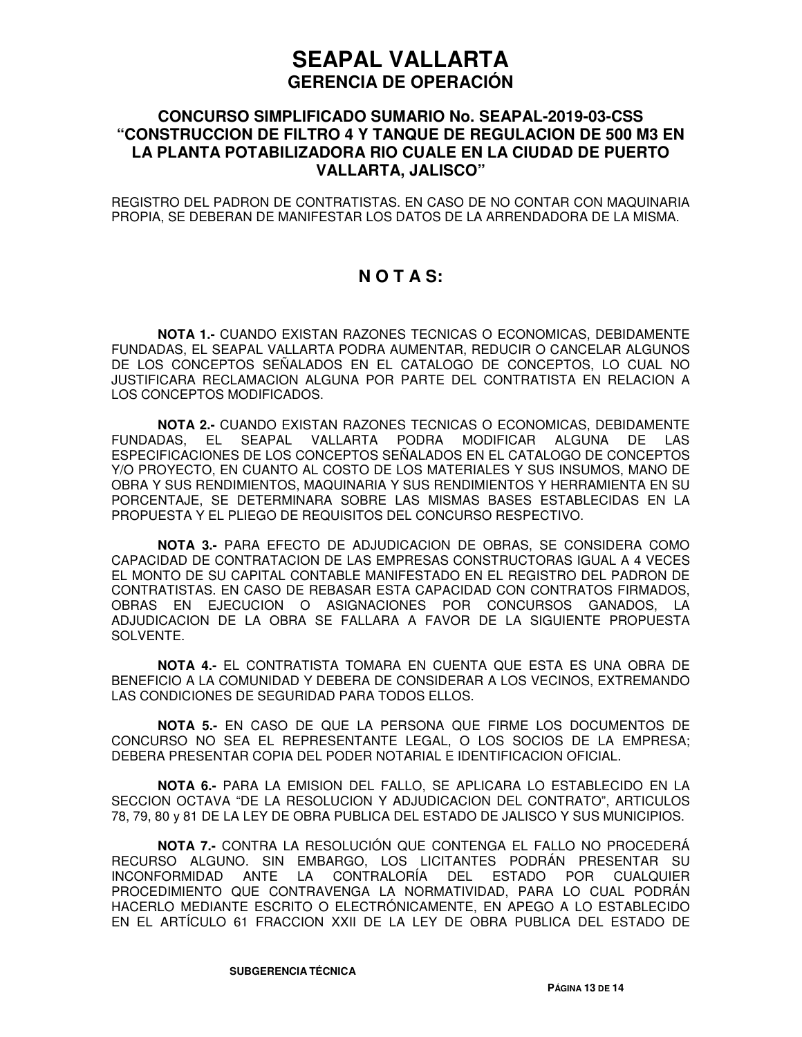# SEAPAL VALLARTA
## GERENCIA DE OPERACIÓN

### CONCURSO SIMPLIFICADO SUMARIO No. SEAPAL-2019-03-CSS "CONSTRUCCION DE FILTRO 4 Y TANQUE DE REGULACION DE 500 M3 EN LA PLANTA POTABILIZADORA RIO CUALE EN LA CIUDAD DE PUERTO VALLARTA, JALISCO"

REGISTRO DEL PADRON DE CONTRATISTAS. EN CASO DE NO CONTAR CON MAQUINARIA PROPIA, SE DEBERAN DE MANIFESTAR LOS DATOS DE LA ARRENDADORA DE LA MISMA.

## N O T A S:

**NOTA 1.-** CUANDO EXISTAN RAZONES TECNICAS O ECONOMICAS, DEBIDAMENTE FUNDADAS, EL SEAPAL VALLARTA PODRA AUMENTAR, REDUCIR O CANCELAR ALGUNOS DE LOS CONCEPTOS SEÑALADOS EN EL CATALOGO DE CONCEPTOS, LO CUAL NO JUSTIFICARA RECLAMACION ALGUNA POR PARTE DEL CONTRATISTA EN RELACION A LOS CONCEPTOS MODIFICADOS.

**NOTA 2.-** CUANDO EXISTAN RAZONES TECNICAS O ECONOMICAS, DEBIDAMENTE FUNDADAS, EL SEAPAL VALLARTA PODRA MODIFICAR ALGUNA DE LAS ESPECIFICACIONES DE LOS CONCEPTOS SEÑALADOS EN EL CATALOGO DE CONCEPTOS Y/O PROYECTO, EN CUANTO AL COSTO DE LOS MATERIALES Y SUS INSUMOS, MANO DE OBRA Y SUS RENDIMIENTOS, MAQUINARIA Y SUS RENDIMIENTOS Y HERRAMIENTA EN SU PORCENTAJE, SE DETERMINARA SOBRE LAS MISMAS BASES ESTABLECIDAS EN LA PROPUESTA Y EL PLIEGO DE REQUISITOS DEL CONCURSO RESPECTIVO.

**NOTA 3.-** PARA EFECTO DE ADJUDICACION DE OBRAS, SE CONSIDERA COMO CAPACIDAD DE CONTRATACION DE LAS EMPRESAS CONSTRUCTORAS IGUAL A 4 VECES EL MONTO DE SU CAPITAL CONTABLE MANIFESTADO EN EL REGISTRO DEL PADRON DE CONTRATISTAS. EN CASO DE REBASAR ESTA CAPACIDAD CON CONTRATOS FIRMADOS, OBRAS EN EJECUCION O ASIGNACIONES POR CONCURSOS GANADOS, LA ADJUDICACION DE LA OBRA SE FALLARA A FAVOR DE LA SIGUIENTE PROPUESTA SOLVENTE.

**NOTA 4.-** EL CONTRATISTA TOMARA EN CUENTA QUE ESTA ES UNA OBRA DE BENEFICIO A LA COMUNIDAD Y DEBERA DE CONSIDERAR A LOS VECINOS, EXTREMANDO LAS CONDICIONES DE SEGURIDAD PARA TODOS ELLOS.

**NOTA 5.-** EN CASO DE QUE LA PERSONA QUE FIRME LOS DOCUMENTOS DE CONCURSO NO SEA EL REPRESENTANTE LEGAL, O LOS SOCIOS DE LA EMPRESA; DEBERA PRESENTAR COPIA DEL PODER NOTARIAL E IDENTIFICACION OFICIAL.

**NOTA 6.-** PARA LA EMISION DEL FALLO, SE APLICARA LO ESTABLECIDO EN LA SECCION OCTAVA "DE LA RESOLUCION Y ADJUDICACION DEL CONTRATO", ARTICULOS 78, 79, 80 y 81 DE LA LEY DE OBRA PUBLICA DEL ESTADO DE JALISCO Y SUS MUNICIPIOS.

**NOTA 7.-** CONTRA LA RESOLUCIÓN QUE CONTENGA EL FALLO NO PROCEDERÁ RECURSO ALGUNO. SIN EMBARGO, LOS LICITANTES PODRÁN PRESENTAR SU INCONFORMIDAD ANTE LA CONTRALORÍA DEL ESTADO POR CUALQUIER PROCEDIMIENTO QUE CONTRAVENGA LA NORMATIVIDAD, PARA LO CUAL PODRÁN HACERLO MEDIANTE ESCRITO O ELECTRÓNICAMENTE, EN APEGO A LO ESTABLECIDO EN EL ARTÍCULO 61 FRACCION XXII DE LA LEY DE OBRA PUBLICA DEL ESTADO DE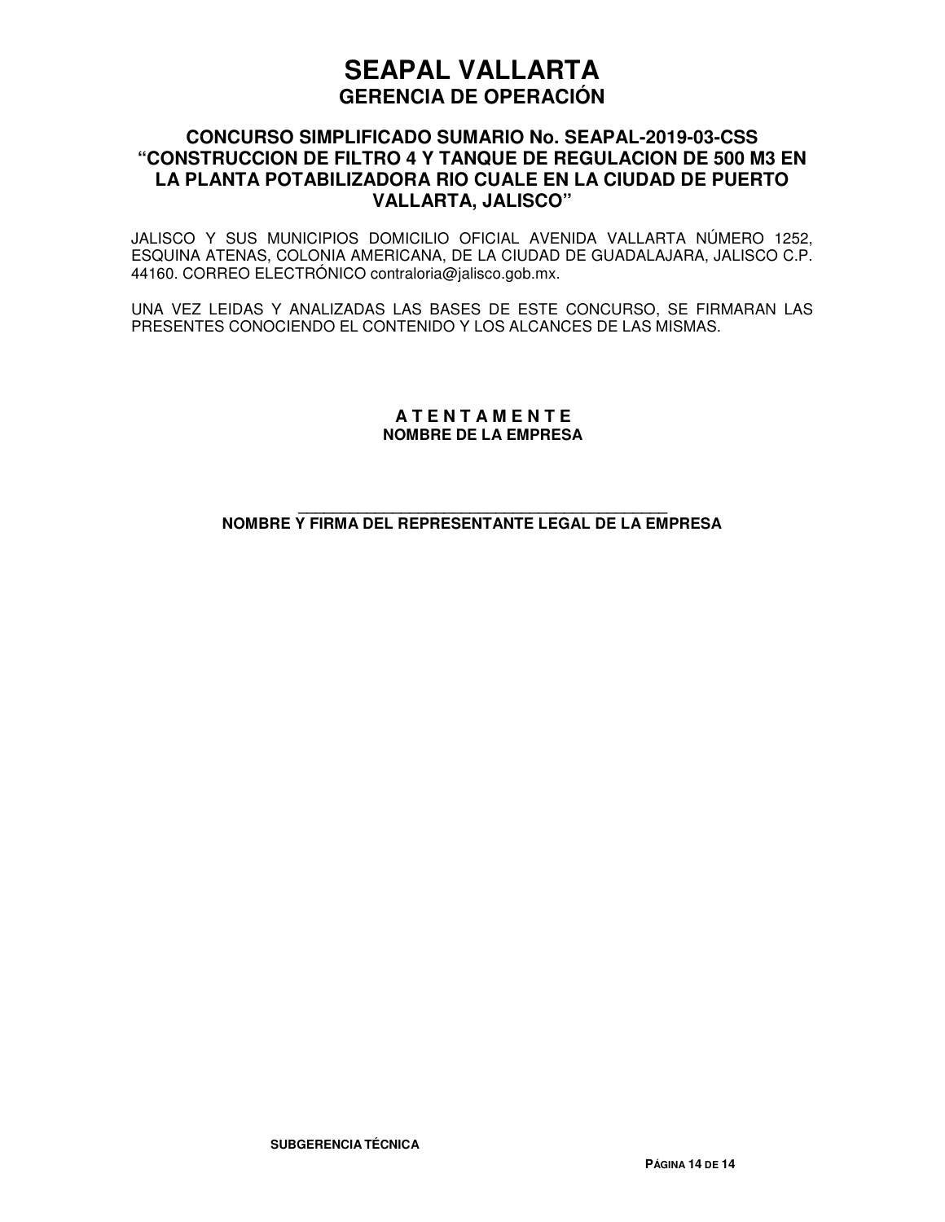JALISCO Y SUS MUNICIPIOS DOMICILIO OFICIAL AVENIDA VALLARTA NÚMERO 1252, ESQUINA ATENAS, COLONIA AMERICANA, DE LA CIUDAD DE GUADALAJARA, JALISCO C.P. 44160. CORREO ELECTRÓNICO contraloria@jalisco.gob.mx.

UNA VEZ LEIDAS Y ANALIZADAS LAS BASES DE ESTE CONCURSO, SE FIRMARAN LAS PRESENTES CONOCIENDO EL CONTENIDO Y LOS ALCANCES DE LAS MISMAS.

**A T E N T A M E N T E**
**NOMBRE DE LA EMPRESA**

\_\_\_\_\_\_\_\_\_\_\_\_\_\_\_\_\_\_\_\_\_\_\_\_\_\_\_\_\_\_\_\_\_\_\_\_\_\_\_\_\_\_\_\_
**NOMBRE Y FIRMA DEL REPRESENTANTE LEGAL DE LA EMPRESA**